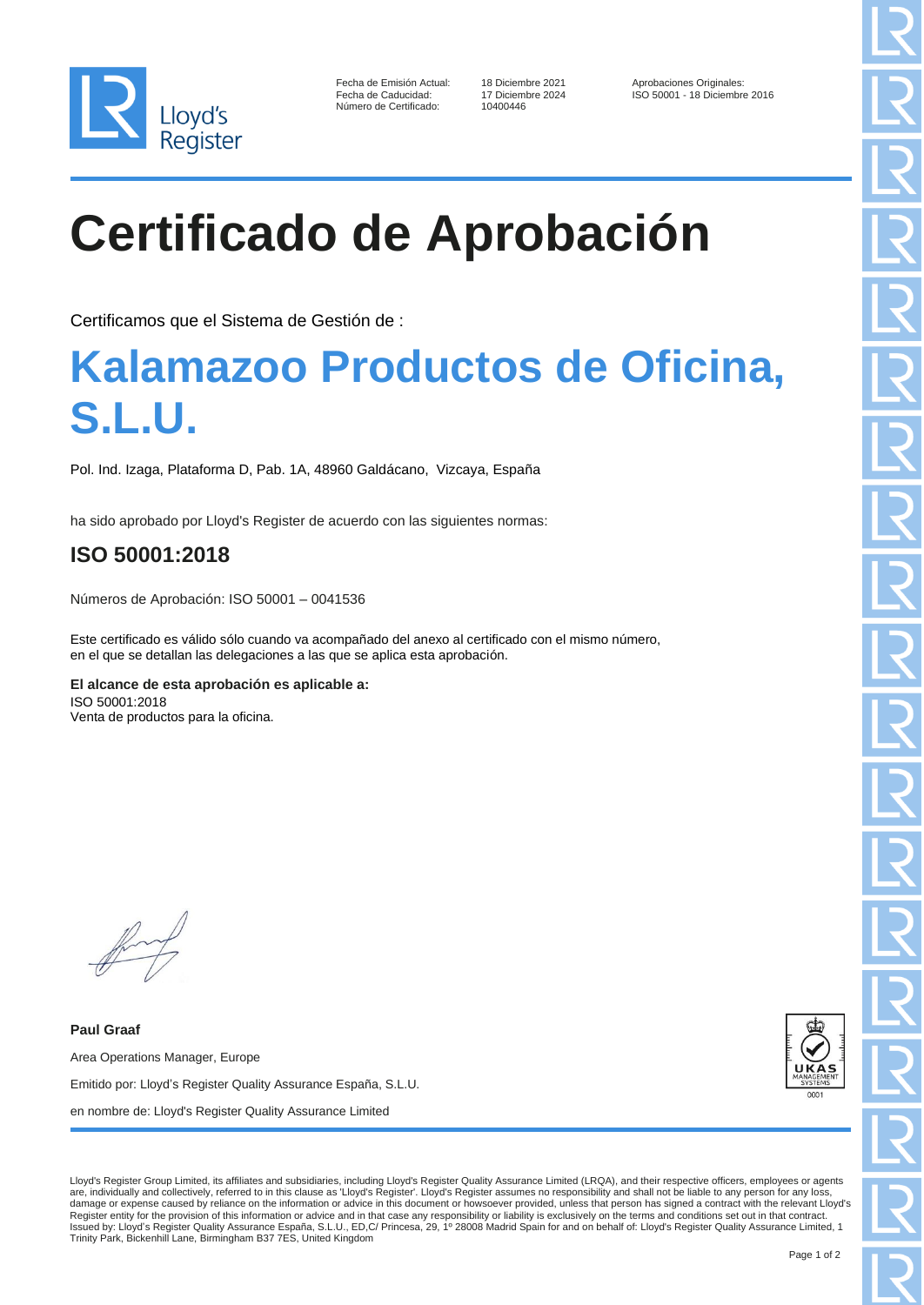Lloyd's Register

| | | |
|---|---|---|
| Fecha de Emisión Actual: | 18 Diciembre 2021 | Aprobaciones Originales: |
| Fecha de Caducidad: | 17 Diciembre 2024 | ISO 50001 - 18 Diciembre 2016 |
| Número de Certificado: | 10400446 | |

# Certificado de Aprobación

Certificamos que el Sistema de Gestión de :

# Kalamazoo Productos de Oficina, S.L.U.

Pol. Ind. Izaga, Plataforma D, Pab. 1A, 48960 Galdácano, Vizcaya, España

ha sido aprobado por Lloyd's Register de acuerdo con las siguientes normas:

## ISO 50001:2018

Números de Aprobación: ISO 50001 – 0041536

Este certificado es válido sólo cuando va acompañado del anexo al certificado con el mismo número, en el que se detallan las delegaciones a las que se aplica esta aprobación.

**El alcance de esta aprobación es aplicable a:**
ISO 50001:2018
Venta de productos para la oficina.

**Paul Graaf**

Area Operations Manager, Europe

Emitido por: Lloyd's Register Quality Assurance España, S.L.U.

en nombre de: Lloyd's Register Quality Assurance Limited

UKAS MANAGEMENT SYSTEMS 0001

Lloyd's Register Group Limited, its affiliates and subsidiaries, including Lloyd's Register Quality Assurance Limited (LRQA), and their respective officers, employees or agents are, individually and collectively, referred to in this clause as 'Lloyd's Register'. Lloyd's Register assumes no responsibility and shall not be liable to any person for any loss, damage or expense caused by reliance on the information or advice in this document or howsoever provided, unless that person has signed a contract with the relevant Lloyd's Register entity for the provision of this information or advice and in that case any responsibility or liability is exclusively on the terms and conditions set out in that contract.
Issued by: Lloyd's Register Quality Assurance España, S.L.U., ED,C/ Princesa, 29, 1º 28008 Madrid Spain for and on behalf of: Lloyd's Register Quality Assurance Limited, 1 Trinity Park, Bickenhill Lane, Birmingham B37 7ES, United Kingdom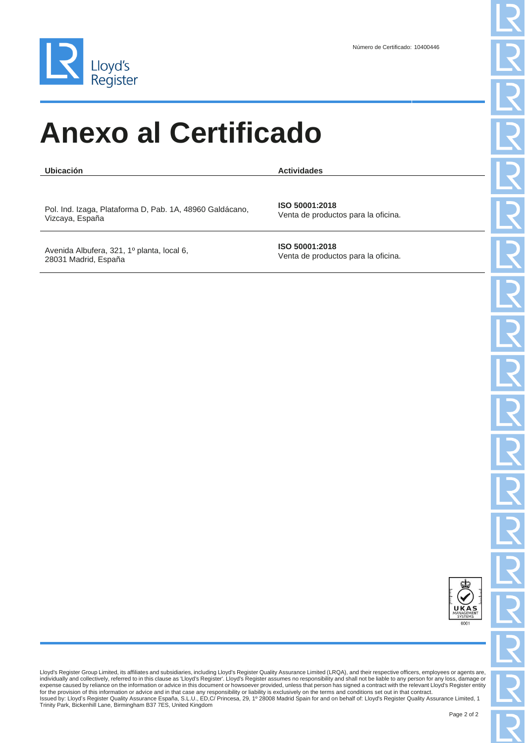Número de Certificado: 10400446

# Anexo al Certificado

| Ubicación | Actividades |
| --- | --- |
| Pol. Ind. Izaga, Plataforma D, Pab. 1A, 48960 Galdácano, Vizcaya, España | **ISO 50001:2018** Venta de productos para la oficina. |
| Avenida Albufera, 321, 1º planta, local 6, 28031 Madrid, España | **ISO 50001:2018** Venta de productos para la oficina. |

Lloyd's Register Group Limited, its affiliates and subsidiaries, including Lloyd's Register Quality Assurance Limited (LRQA), and their respective officers, employees or agents are, individually and collectively, referred to in this clause as 'Lloyd's Register'. Lloyd's Register assumes no responsibility and shall not be liable to any person for any loss, damage or expense caused by reliance on the information or advice in this document or howsoever provided, unless that person has signed a contract with the relevant Lloyd's Register entity for the provision of this information or advice and in that case any responsibility or liability is exclusively on the terms and conditions set out in that contract.
Issued by: Lloyd's Register Quality Assurance España, S.L.U., ED,C/ Princesa, 29, 1º 28008 Madrid Spain for and on behalf of: Lloyd's Register Quality Assurance Limited, 1 Trinity Park, Bickenhill Lane, Birmingham B37 7ES, United Kingdom